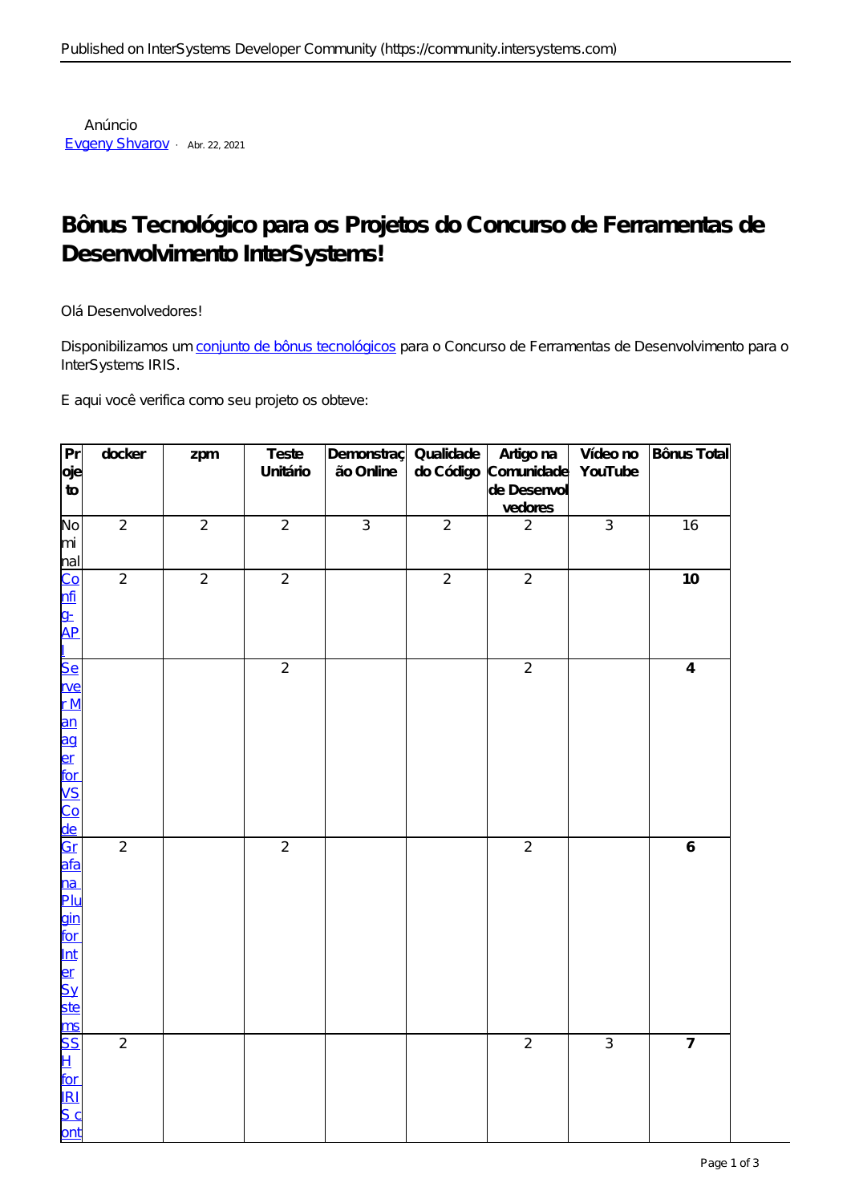Anúncio

[Evgeny Shvarov](#) · Abr. 22, 2021

# Bônus Tecnológico para os Projetos do Concurso de Ferramentas de Desenvolvimento InterSystems!

Olá Desenvolvedores!

Disponibilizamos um [conjunto de bônus tecnológicos](#) para o Concurso de Ferramentas de Desenvolvimento para o InterSystems IRIS.

E aqui você verifica como seu projeto os obteve:

| Projeto | docker | zpm | Teste Unitário | Demonstração Online | Qualidade do Código | Artigo na Comunidade de Desenvolvedores | Vídeo no YouTube | Bônus Total |
|---|---|---|---|---|---|---|---|---|
| Nominal | 2 | 2 | 2 | 3 | 2 | 2 | 3 | 16 |
| [Config-API](#) | 2 | 2 | 2 | | 2 | 2 | | **10** |
| [Server Manager for VS Code](#) | | | 2 | | | 2 | | **4** |
| [Grafana Plugin for InterSystems](#) | 2 | | 2 | | | 2 | | **6** |
| [SSH for IRIS cont](#) | 2 | | | | | 2 | 3 | **7** |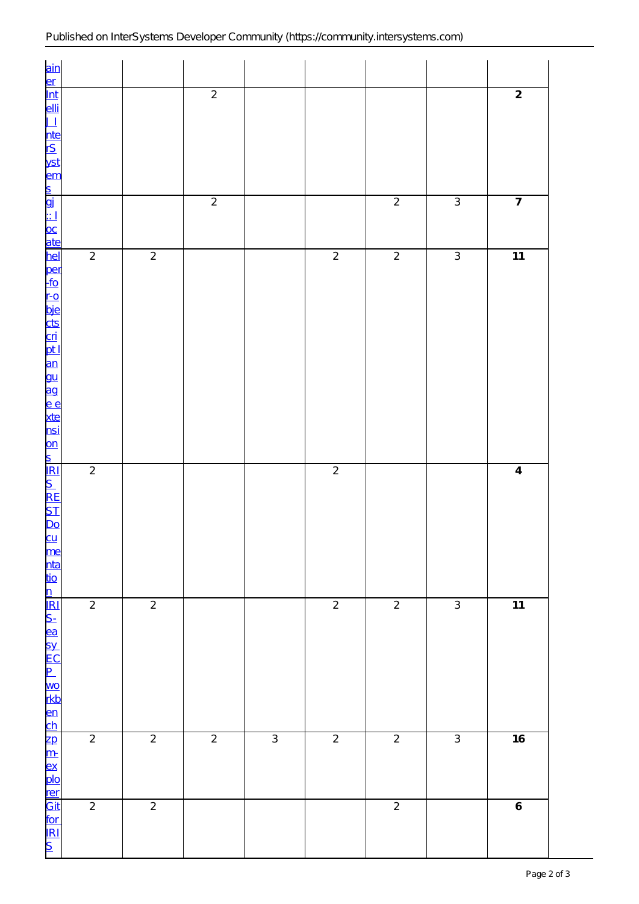| | | | | | | | | |
|---|---|---|---|---|---|---|---|---|
| ainer | | | | | | | | |
| IntelliJ InterSystems | | | 2 | | | | | **2** |
| gj :: locate | | | 2 | | | 2 | 3 | **7** |
| helper-for-objectscript language extensions | 2 | 2 | | | 2 | 2 | 3 | **11** |
| IRIS REST Documentation | 2 | | | | 2 | | | **4** |
| IRIS-easy ECP workbench | 2 | 2 | | | 2 | 2 | 3 | **11** |
| zpm-explorer | 2 | 2 | 2 | 3 | 2 | 2 | 3 | **16** |
| Git for IRIS | 2 | 2 | | | | 2 | | **6** |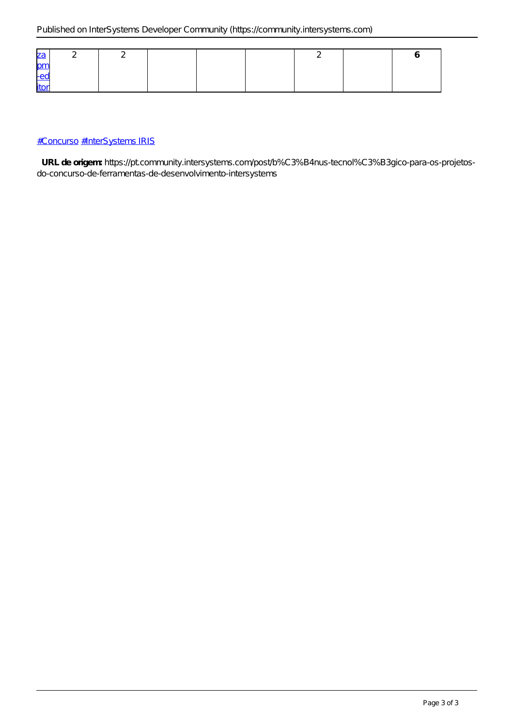| | | | | | | | | |
|---|---|---|---|---|---|---|---|---|
| [za pm -ed itor]() | 2 | 2 | | | | 2 | | **6** |

[#Concurso]() [#InterSystems IRIS]()

**URL de origem:** https://pt.community.intersystems.com/post/b%C3%B4nus-tecnol%C3%B3gico-para-os-projetos-do-concurso-de-ferramentas-de-desenvolvimento-intersystems